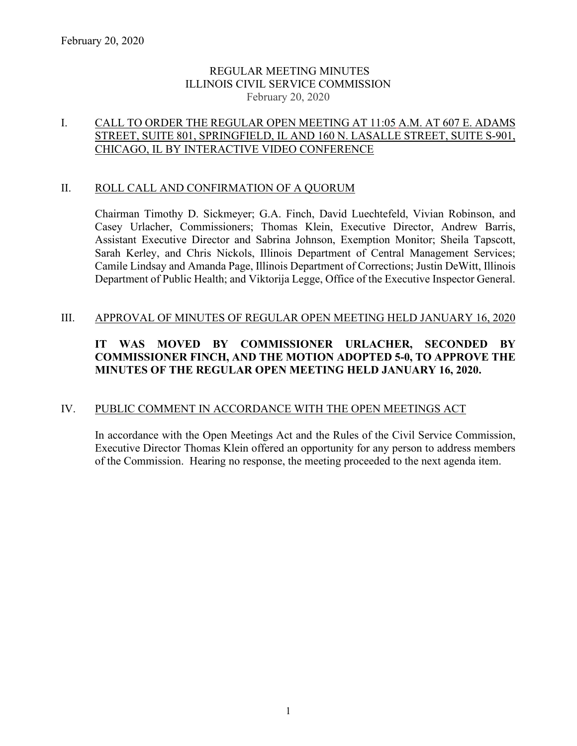February 20, 2020

# REGULAR MEETING MINUTES
# ILLINOIS CIVIL SERVICE COMMISSION
February 20, 2020

## I. CALL TO ORDER THE REGULAR OPEN MEETING AT 11:05 A.M. AT 607 E. ADAMS STREET, SUITE 801, SPRINGFIELD, IL AND 160 N. LASALLE STREET, SUITE S-901, CHICAGO, IL BY INTERACTIVE VIDEO CONFERENCE

## II. ROLL CALL AND CONFIRMATION OF A QUORUM

Chairman Timothy D. Sickmeyer; G.A. Finch, David Luechtefeld, Vivian Robinson, and Casey Urlacher, Commissioners; Thomas Klein, Executive Director, Andrew Barris, Assistant Executive Director and Sabrina Johnson, Exemption Monitor; Sheila Tapscott, Sarah Kerley, and Chris Nickols, Illinois Department of Central Management Services; Camile Lindsay and Amanda Page, Illinois Department of Corrections; Justin DeWitt, Illinois Department of Public Health; and Viktorija Legge, Office of the Executive Inspector General.

## III. APPROVAL OF MINUTES OF REGULAR OPEN MEETING HELD JANUARY 16, 2020

**IT WAS MOVED BY COMMISSIONER URLACHER, SECONDED BY COMMISSIONER FINCH, AND THE MOTION ADOPTED 5-0, TO APPROVE THE MINUTES OF THE REGULAR OPEN MEETING HELD JANUARY 16, 2020.**

## IV. PUBLIC COMMENT IN ACCORDANCE WITH THE OPEN MEETINGS ACT

In accordance with the Open Meetings Act and the Rules of the Civil Service Commission, Executive Director Thomas Klein offered an opportunity for any person to address members of the Commission. Hearing no response, the meeting proceeded to the next agenda item.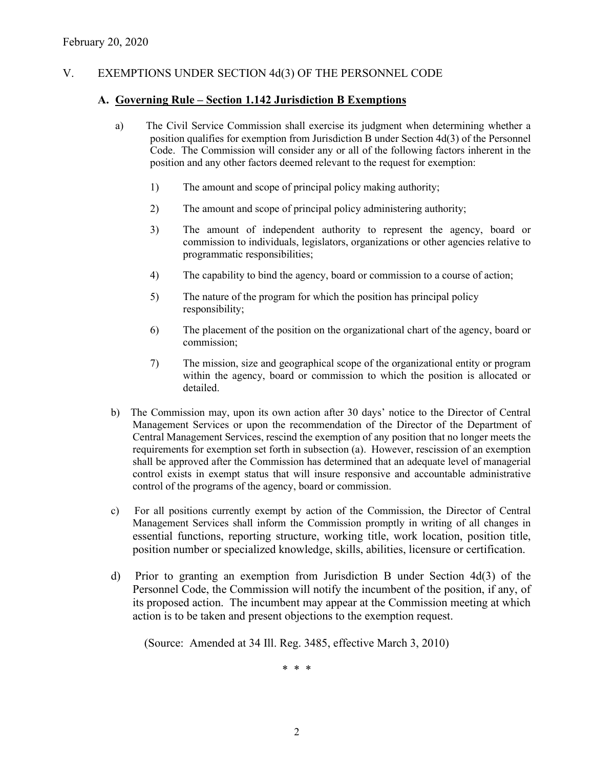February 20, 2020

## V. EXEMPTIONS UNDER SECTION 4d(3) OF THE PERSONNEL CODE

### A. **Governing Rule – Section 1.142 Jurisdiction B Exemptions**

a) The Civil Service Commission shall exercise its judgment when determining whether a position qualifies for exemption from Jurisdiction B under Section 4d(3) of the Personnel Code. The Commission will consider any or all of the following factors inherent in the position and any other factors deemed relevant to the request for exemption:

1) The amount and scope of principal policy making authority;

2) The amount and scope of principal policy administering authority;

3) The amount of independent authority to represent the agency, board or commission to individuals, legislators, organizations or other agencies relative to programmatic responsibilities;

4) The capability to bind the agency, board or commission to a course of action;

5) The nature of the program for which the position has principal policy responsibility;

6) The placement of the position on the organizational chart of the agency, board or commission;

7) The mission, size and geographical scope of the organizational entity or program within the agency, board or commission to which the position is allocated or detailed.

b) The Commission may, upon its own action after 30 days' notice to the Director of Central Management Services or upon the recommendation of the Director of the Department of Central Management Services, rescind the exemption of any position that no longer meets the requirements for exemption set forth in subsection (a). However, rescission of an exemption shall be approved after the Commission has determined that an adequate level of managerial control exists in exempt status that will insure responsive and accountable administrative control of the programs of the agency, board or commission.

c) For all positions currently exempt by action of the Commission, the Director of Central Management Services shall inform the Commission promptly in writing of all changes in essential functions, reporting structure, working title, work location, position title, position number or specialized knowledge, skills, abilities, licensure or certification.

d) Prior to granting an exemption from Jurisdiction B under Section 4d(3) of the Personnel Code, the Commission will notify the incumbent of the position, if any, of its proposed action. The incumbent may appear at the Commission meeting at which action is to be taken and present objections to the exemption request.

(Source: Amended at 34 Ill. Reg. 3485, effective March 3, 2010)

\* \* \*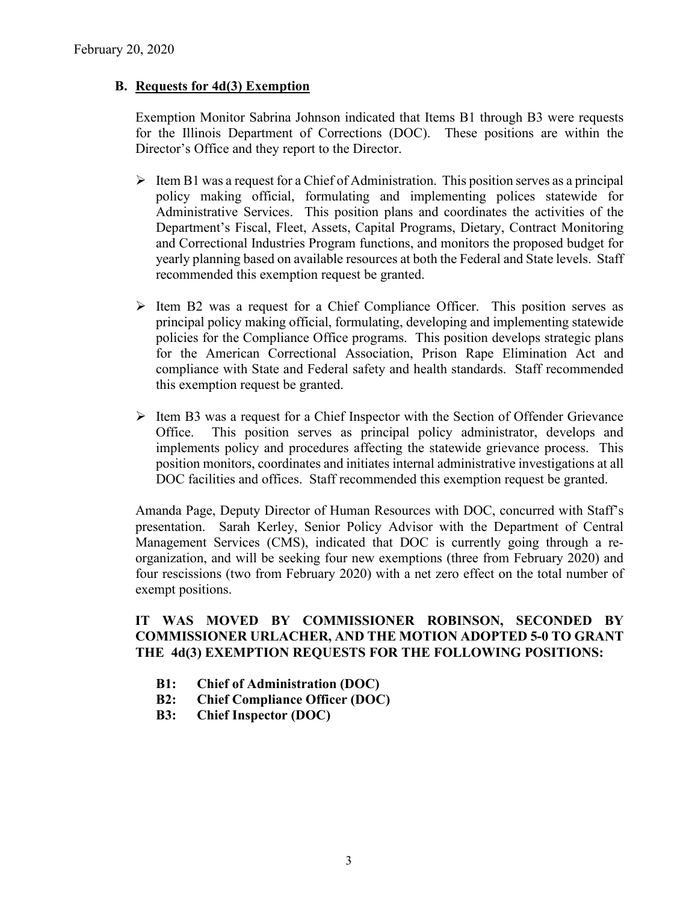## B. Requests for 4d(3) Exemption

Exemption Monitor Sabrina Johnson indicated that Items B1 through B3 were requests for the Illinois Department of Corrections (DOC). These positions are within the Director's Office and they report to the Director.

- Item B1 was a request for a Chief of Administration. This position serves as a principal policy making official, formulating and implementing polices statewide for Administrative Services. This position plans and coordinates the activities of the Department's Fiscal, Fleet, Assets, Capital Programs, Dietary, Contract Monitoring and Correctional Industries Program functions, and monitors the proposed budget for yearly planning based on available resources at both the Federal and State levels. Staff recommended this exemption request be granted.

- Item B2 was a request for a Chief Compliance Officer. This position serves as principal policy making official, formulating, developing and implementing statewide policies for the Compliance Office programs. This position develops strategic plans for the American Correctional Association, Prison Rape Elimination Act and compliance with State and Federal safety and health standards. Staff recommended this exemption request be granted.

- Item B3 was a request for a Chief Inspector with the Section of Offender Grievance Office. This position serves as principal policy administrator, develops and implements policy and procedures affecting the statewide grievance process. This position monitors, coordinates and initiates internal administrative investigations at all DOC facilities and offices. Staff recommended this exemption request be granted.

Amanda Page, Deputy Director of Human Resources with DOC, concurred with Staff's presentation. Sarah Kerley, Senior Policy Advisor with the Department of Central Management Services (CMS), indicated that DOC is currently going through a re-organization, and will be seeking four new exemptions (three from February 2020) and four rescissions (two from February 2020) with a net zero effect on the total number of exempt positions.

**IT WAS MOVED BY COMMISSIONER ROBINSON, SECONDED BY COMMISSIONER URLACHER, AND THE MOTION ADOPTED 5-0 TO GRANT THE 4d(3) EXEMPTION REQUESTS FOR THE FOLLOWING POSITIONS:**

- **B1: Chief of Administration (DOC)**
- **B2: Chief Compliance Officer (DOC)**
- **B3: Chief Inspector (DOC)**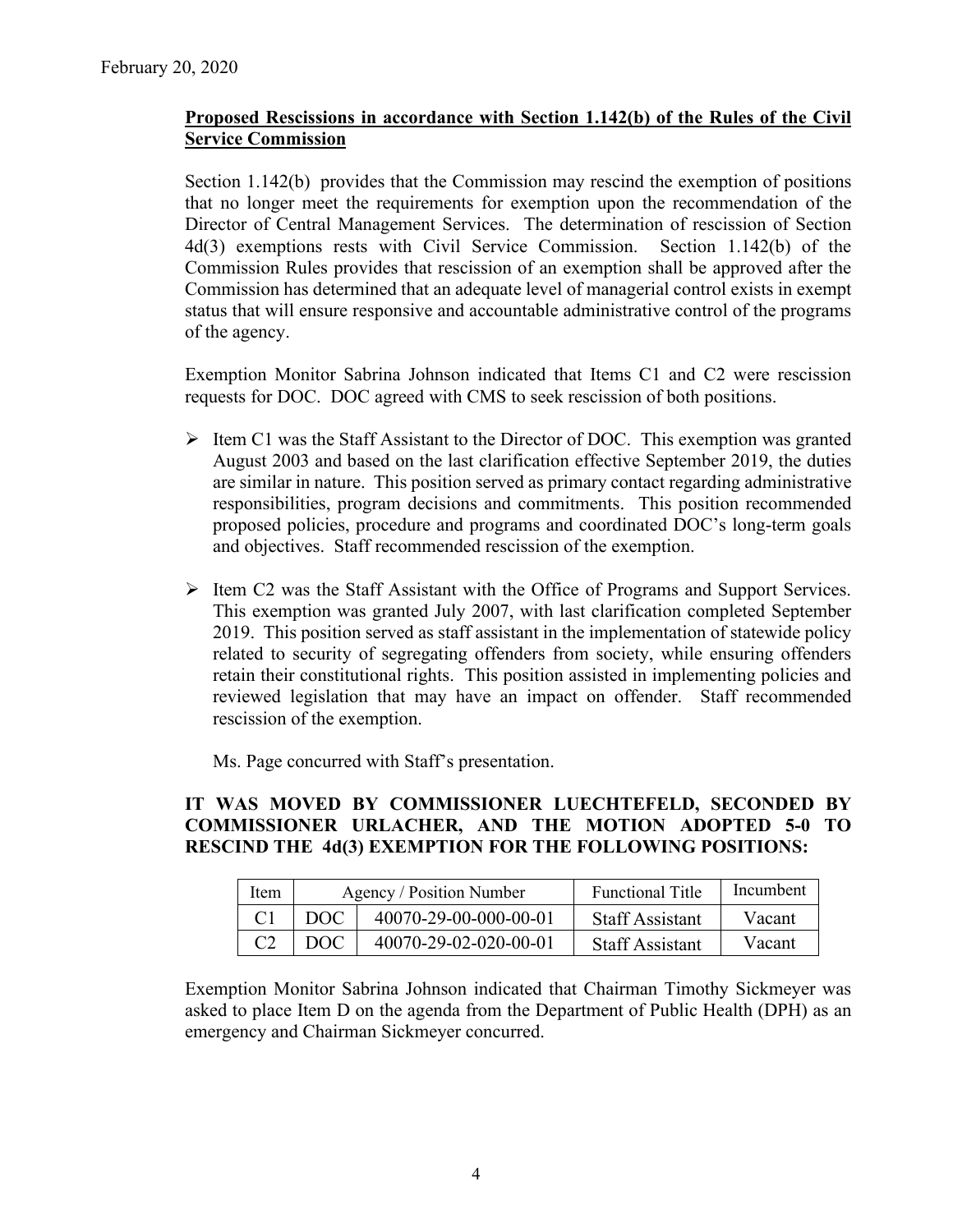**Proposed Rescissions in accordance with Section 1.142(b) of the Rules of the Civil Service Commission**

Section 1.142(b) provides that the Commission may rescind the exemption of positions that no longer meet the requirements for exemption upon the recommendation of the Director of Central Management Services. The determination of rescission of Section 4d(3) exemptions rests with Civil Service Commission. Section 1.142(b) of the Commission Rules provides that rescission of an exemption shall be approved after the Commission has determined that an adequate level of managerial control exists in exempt status that will ensure responsive and accountable administrative control of the programs of the agency.

Exemption Monitor Sabrina Johnson indicated that Items C1 and C2 were rescission requests for DOC. DOC agreed with CMS to seek rescission of both positions.

- Item C1 was the Staff Assistant to the Director of DOC. This exemption was granted August 2003 and based on the last clarification effective September 2019, the duties are similar in nature. This position served as primary contact regarding administrative responsibilities, program decisions and commitments. This position recommended proposed policies, procedure and programs and coordinated DOC's long-term goals and objectives. Staff recommended rescission of the exemption.

- Item C2 was the Staff Assistant with the Office of Programs and Support Services. This exemption was granted July 2007, with last clarification completed September 2019. This position served as staff assistant in the implementation of statewide policy related to security of segregating offenders from society, while ensuring offenders retain their constitutional rights. This position assisted in implementing policies and reviewed legislation that may have an impact on offender. Staff recommended rescission of the exemption.

  Ms. Page concurred with Staff's presentation.

**IT WAS MOVED BY COMMISSIONER LUECHTEFELD, SECONDED BY COMMISSIONER URLACHER, AND THE MOTION ADOPTED 5-0 TO RESCIND THE 4d(3) EXEMPTION FOR THE FOLLOWING POSITIONS:**

| Item | Agency / Position Number | | Functional Title | Incumbent |
|---|---|---|---|---|
| C1 | DOC | 40070-29-00-000-00-01 | Staff Assistant | Vacant |
| C2 | DOC | 40070-29-02-020-00-01 | Staff Assistant | Vacant |

Exemption Monitor Sabrina Johnson indicated that Chairman Timothy Sickmeyer was asked to place Item D on the agenda from the Department of Public Health (DPH) as an emergency and Chairman Sickmeyer concurred.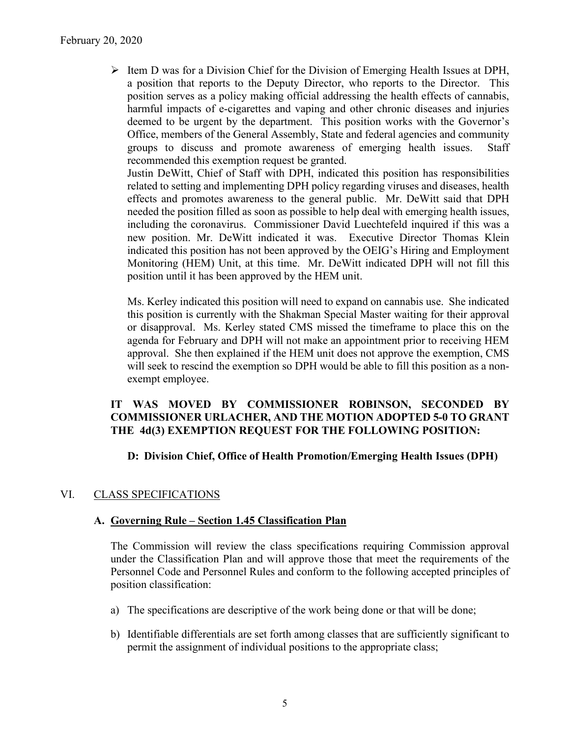- Item D was for a Division Chief for the Division of Emerging Health Issues at DPH, a position that reports to the Deputy Director, who reports to the Director. This position serves as a policy making official addressing the health effects of cannabis, harmful impacts of e-cigarettes and vaping and other chronic diseases and injuries deemed to be urgent by the department. This position works with the Governor's Office, members of the General Assembly, State and federal agencies and community groups to discuss and promote awareness of emerging health issues. Staff recommended this exemption request be granted.

  Justin DeWitt, Chief of Staff with DPH, indicated this position has responsibilities related to setting and implementing DPH policy regarding viruses and diseases, health effects and promotes awareness to the general public. Mr. DeWitt said that DPH needed the position filled as soon as possible to help deal with emerging health issues, including the coronavirus. Commissioner David Luechtefeld inquired if this was a new position. Mr. DeWitt indicated it was. Executive Director Thomas Klein indicated this position has not been approved by the OEIG's Hiring and Employment Monitoring (HEM) Unit, at this time. Mr. DeWitt indicated DPH will not fill this position until it has been approved by the HEM unit.

  Ms. Kerley indicated this position will need to expand on cannabis use. She indicated this position is currently with the Shakman Special Master waiting for their approval or disapproval. Ms. Kerley stated CMS missed the timeframe to place this on the agenda for February and DPH will not make an appointment prior to receiving HEM approval. She then explained if the HEM unit does not approve the exemption, CMS will seek to rescind the exemption so DPH would be able to fill this position as a non-exempt employee.

**IT WAS MOVED BY COMMISSIONER ROBINSON, SECONDED BY COMMISSIONER URLACHER, AND THE MOTION ADOPTED 5-0 TO GRANT THE 4d(3) EXEMPTION REQUEST FOR THE FOLLOWING POSITION:**

**D: Division Chief, Office of Health Promotion/Emerging Health Issues (DPH)**

## VI. CLASS SPECIFICATIONS

### A. Governing Rule – Section 1.45 Classification Plan

The Commission will review the class specifications requiring Commission approval under the Classification Plan and will approve those that meet the requirements of the Personnel Code and Personnel Rules and conform to the following accepted principles of position classification:

a) The specifications are descriptive of the work being done or that will be done;

b) Identifiable differentials are set forth among classes that are sufficiently significant to permit the assignment of individual positions to the appropriate class;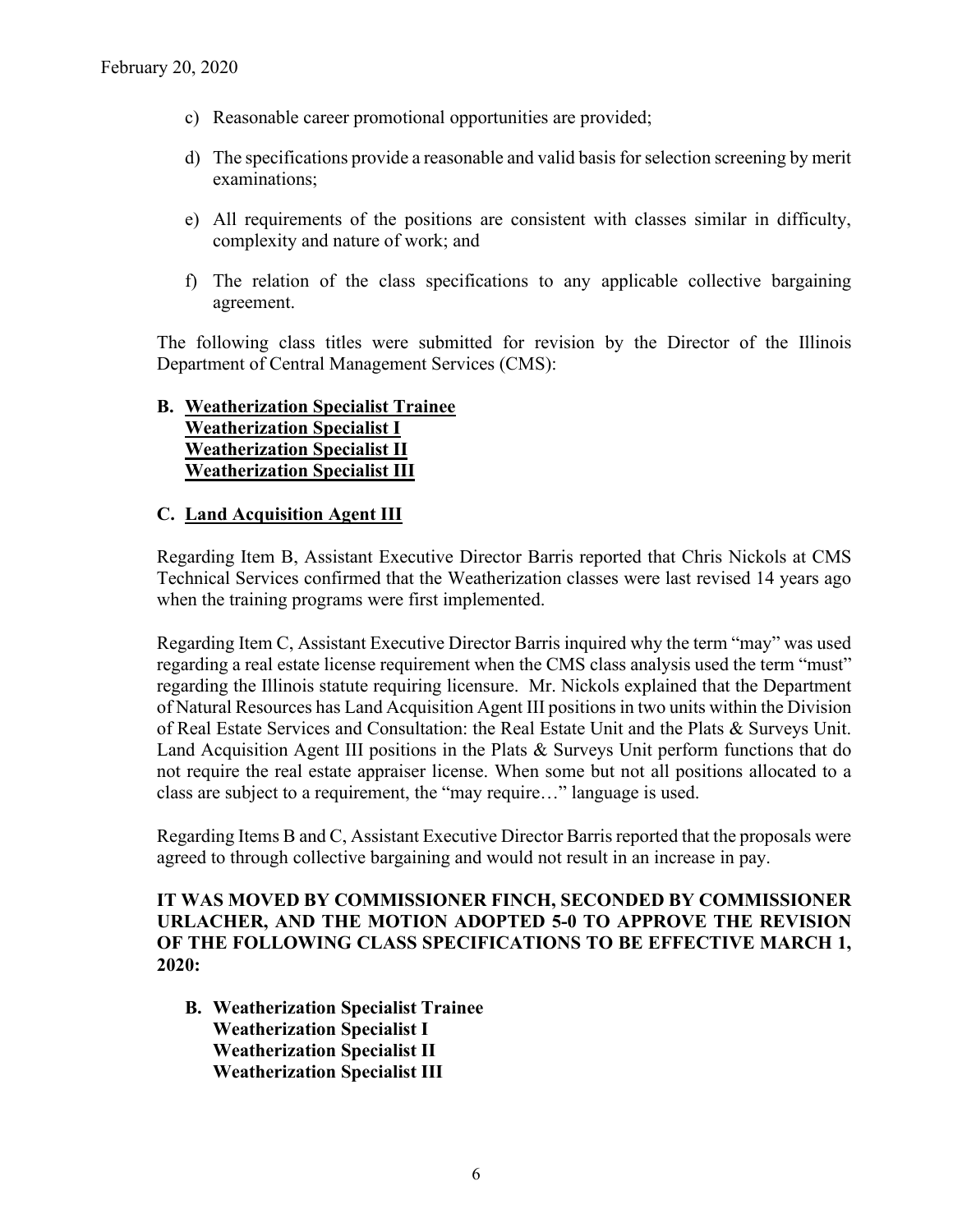c) Reasonable career promotional opportunities are provided;

d) The specifications provide a reasonable and valid basis for selection screening by merit examinations;

e) All requirements of the positions are consistent with classes similar in difficulty, complexity and nature of work; and

f) The relation of the class specifications to any applicable collective bargaining agreement.

The following class titles were submitted for revision by the Director of the Illinois Department of Central Management Services (CMS):

**B. <u>Weatherization Specialist Trainee</u>**
**<u>Weatherization Specialist I</u>**
**<u>Weatherization Specialist II</u>**
**<u>Weatherization Specialist III</u>**

**C. <u>Land Acquisition Agent III</u>**

Regarding Item B, Assistant Executive Director Barris reported that Chris Nickols at CMS Technical Services confirmed that the Weatherization classes were last revised 14 years ago when the training programs were first implemented.

Regarding Item C, Assistant Executive Director Barris inquired why the term "may" was used regarding a real estate license requirement when the CMS class analysis used the term "must" regarding the Illinois statute requiring licensure. Mr. Nickols explained that the Department of Natural Resources has Land Acquisition Agent III positions in two units within the Division of Real Estate Services and Consultation: the Real Estate Unit and the Plats & Surveys Unit. Land Acquisition Agent III positions in the Plats & Surveys Unit perform functions that do not require the real estate appraiser license. When some but not all positions allocated to a class are subject to a requirement, the "may require…" language is used.

Regarding Items B and C, Assistant Executive Director Barris reported that the proposals were agreed to through collective bargaining and would not result in an increase in pay.

**IT WAS MOVED BY COMMISSIONER FINCH, SECONDED BY COMMISSIONER URLACHER, AND THE MOTION ADOPTED 5-0 TO APPROVE THE REVISION OF THE FOLLOWING CLASS SPECIFICATIONS TO BE EFFECTIVE MARCH 1, 2020:**

**B. Weatherization Specialist Trainee**
**Weatherization Specialist I**
**Weatherization Specialist II**
**Weatherization Specialist III**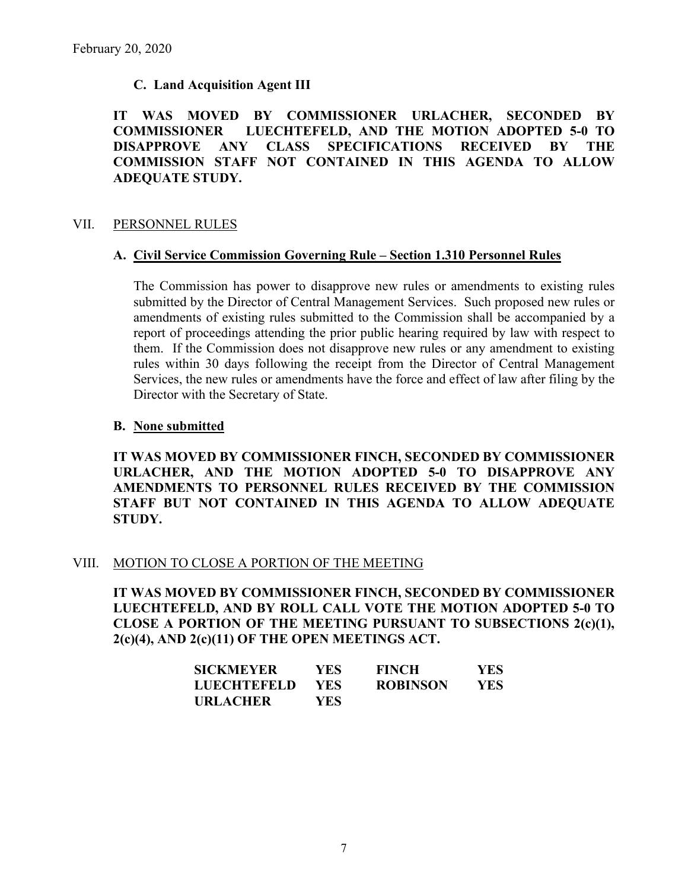February 20, 2020

### C. Land Acquisition Agent III

**IT WAS MOVED BY COMMISSIONER URLACHER, SECONDED BY COMMISSIONER LUECHTEFELD, AND THE MOTION ADOPTED 5-0 TO DISAPPROVE ANY CLASS SPECIFICATIONS RECEIVED BY THE COMMISSION STAFF NOT CONTAINED IN THIS AGENDA TO ALLOW ADEQUATE STUDY.**

## VII. PERSONNEL RULES

### A. Civil Service Commission Governing Rule – Section 1.310 Personnel Rules

The Commission has power to disapprove new rules or amendments to existing rules submitted by the Director of Central Management Services. Such proposed new rules or amendments of existing rules submitted to the Commission shall be accompanied by a report of proceedings attending the prior public hearing required by law with respect to them. If the Commission does not disapprove new rules or any amendment to existing rules within 30 days following the receipt from the Director of Central Management Services, the new rules or amendments have the force and effect of law after filing by the Director with the Secretary of State.

### B. None submitted

**IT WAS MOVED BY COMMISSIONER FINCH, SECONDED BY COMMISSIONER URLACHER, AND THE MOTION ADOPTED 5-0 TO DISAPPROVE ANY AMENDMENTS TO PERSONNEL RULES RECEIVED BY THE COMMISSION STAFF BUT NOT CONTAINED IN THIS AGENDA TO ALLOW ADEQUATE STUDY.**

## VIII. MOTION TO CLOSE A PORTION OF THE MEETING

**IT WAS MOVED BY COMMISSIONER FINCH, SECONDED BY COMMISSIONER LUECHTEFELD, AND BY ROLL CALL VOTE THE MOTION ADOPTED 5-0 TO CLOSE A PORTION OF THE MEETING PURSUANT TO SUBSECTIONS 2(c)(1), 2(c)(4), AND 2(c)(11) OF THE OPEN MEETINGS ACT.**

| | | | |
|---|---|---|---|
| **SICKMEYER** | **YES** | **FINCH** | **YES** |
| **LUECHTEFELD** | **YES** | **ROBINSON** | **YES** |
| **URLACHER** | **YES** | | |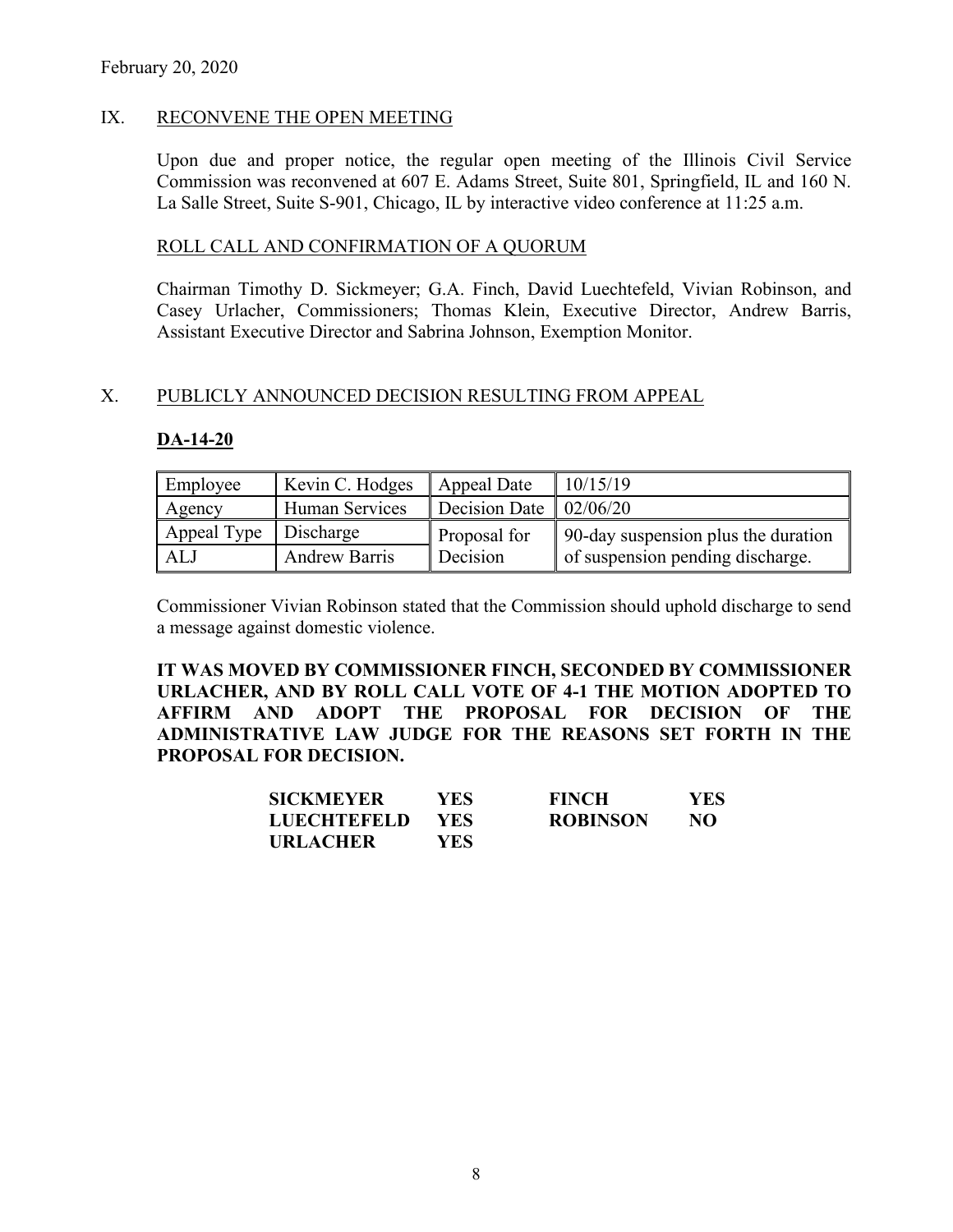February 20, 2020

## IX. RECONVENE THE OPEN MEETING

Upon due and proper notice, the regular open meeting of the Illinois Civil Service Commission was reconvened at 607 E. Adams Street, Suite 801, Springfield, IL and 160 N. La Salle Street, Suite S-901, Chicago, IL by interactive video conference at 11:25 a.m.

### ROLL CALL AND CONFIRMATION OF A QUORUM

Chairman Timothy D. Sickmeyer; G.A. Finch, David Luechtefeld, Vivian Robinson, and Casey Urlacher, Commissioners; Thomas Klein, Executive Director, Andrew Barris, Assistant Executive Director and Sabrina Johnson, Exemption Monitor.

## X. PUBLICLY ANNOUNCED DECISION RESULTING FROM APPEAL

### DA-14-20

| Employee | Kevin C. Hodges | Appeal Date | 10/15/19 |
|---|---|---|---|
| Agency | Human Services | Decision Date | 02/06/20 |
| Appeal Type | Discharge | Proposal for Decision | 90-day suspension plus the duration of suspension pending discharge. |
| ALJ | Andrew Barris | | |

Commissioner Vivian Robinson stated that the Commission should uphold discharge to send a message against domestic violence.

**IT WAS MOVED BY COMMISSIONER FINCH, SECONDED BY COMMISSIONER URLACHER, AND BY ROLL CALL VOTE OF 4-1 THE MOTION ADOPTED TO AFFIRM AND ADOPT THE PROPOSAL FOR DECISION OF THE ADMINISTRATIVE LAW JUDGE FOR THE REASONS SET FORTH IN THE PROPOSAL FOR DECISION.**

| | | | |
|---|---|---|---|
| **SICKMEYER** | **YES** | **FINCH** | **YES** |
| **LUECHTEFELD** | **YES** | **ROBINSON** | **NO** |
| **URLACHER** | **YES** | | |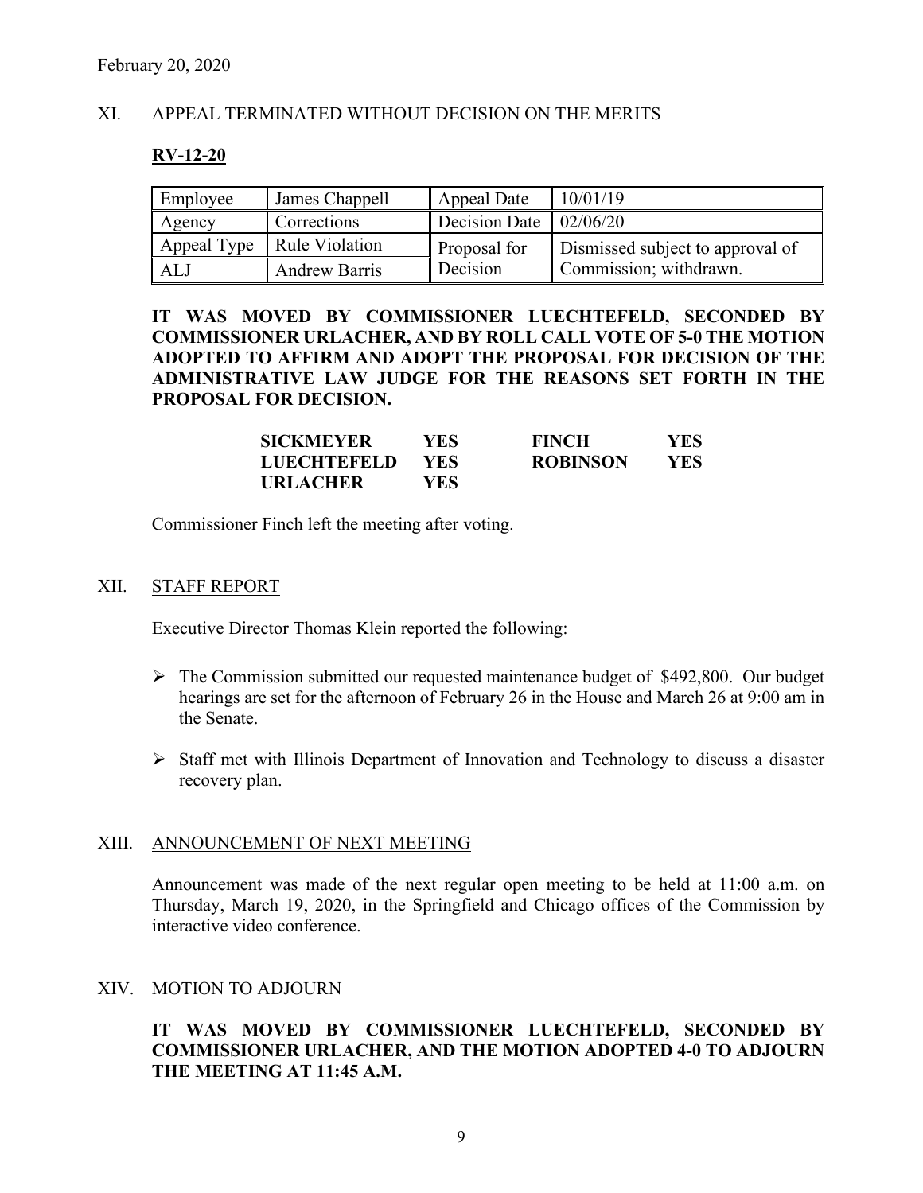February 20, 2020

## XI. APPEAL TERMINATED WITHOUT DECISION ON THE MERITS

### RV-12-20

| | | | |
|---|---|---|---|
| Employee | James Chappell | Appeal Date | 10/01/19 |
| Agency | Corrections | Decision Date | 02/06/20 |
| Appeal Type | Rule Violation | Proposal for Decision | Dismissed subject to approval of Commission; withdrawn. |
| ALJ | Andrew Barris | | |

**IT WAS MOVED BY COMMISSIONER LUECHTEFELD, SECONDED BY COMMISSIONER URLACHER, AND BY ROLL CALL VOTE OF 5-0 THE MOTION ADOPTED TO AFFIRM AND ADOPT THE PROPOSAL FOR DECISION OF THE ADMINISTRATIVE LAW JUDGE FOR THE REASONS SET FORTH IN THE PROPOSAL FOR DECISION.**

| | | | |
|---|---|---|---|
| **SICKMEYER** | **YES** | **FINCH** | **YES** |
| **LUECHTEFELD** | **YES** | **ROBINSON** | **YES** |
| **URLACHER** | **YES** | | |

Commissioner Finch left the meeting after voting.

## XII. STAFF REPORT

Executive Director Thomas Klein reported the following:

- The Commission submitted our requested maintenance budget of $492,800. Our budget hearings are set for the afternoon of February 26 in the House and March 26 at 9:00 am in the Senate.
- Staff met with Illinois Department of Innovation and Technology to discuss a disaster recovery plan.

## XIII. ANNOUNCEMENT OF NEXT MEETING

Announcement was made of the next regular open meeting to be held at 11:00 a.m. on Thursday, March 19, 2020, in the Springfield and Chicago offices of the Commission by interactive video conference.

## XIV. MOTION TO ADJOURN

**IT WAS MOVED BY COMMISSIONER LUECHTEFELD, SECONDED BY COMMISSIONER URLACHER, AND THE MOTION ADOPTED 4-0 TO ADJOURN THE MEETING AT 11:45 A.M.**